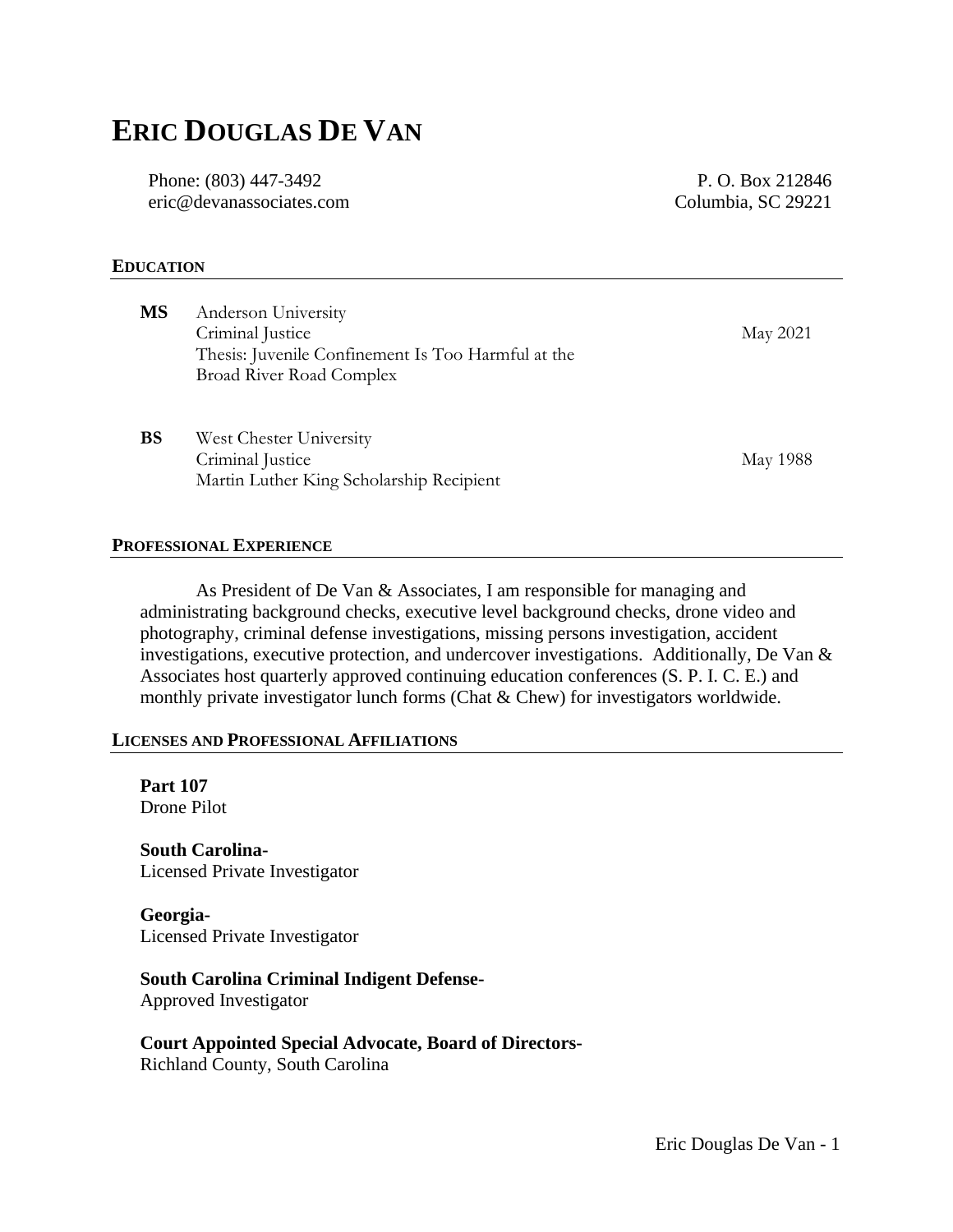# ERIC DOUGLAS DE VAN

Phone: (803) 447-3492
eric@devanassociates.com

P. O. Box 212846
Columbia, SC 29221

## EDUCATION

**MS** Anderson University
Criminal Justice — May 2021
Thesis: Juvenile Confinement Is Too Harmful at the Broad River Road Complex

**BS** West Chester University
Criminal Justice — May 1988
Martin Luther King Scholarship Recipient

## PROFESSIONAL EXPERIENCE

As President of De Van & Associates, I am responsible for managing and administrating background checks, executive level background checks, drone video and photography, criminal defense investigations, missing persons investigation, accident investigations, executive protection, and undercover investigations. Additionally, De Van & Associates host quarterly approved continuing education conferences (S. P. I. C. E.) and monthly private investigator lunch forms (Chat & Chew) for investigators worldwide.

## LICENSES AND PROFESSIONAL AFFILIATIONS

**Part 107**
Drone Pilot

**South Carolina-**
Licensed Private Investigator

**Georgia-**
Licensed Private Investigator

**South Carolina Criminal Indigent Defense-**
Approved Investigator

**Court Appointed Special Advocate, Board of Directors-**
Richland County, South Carolina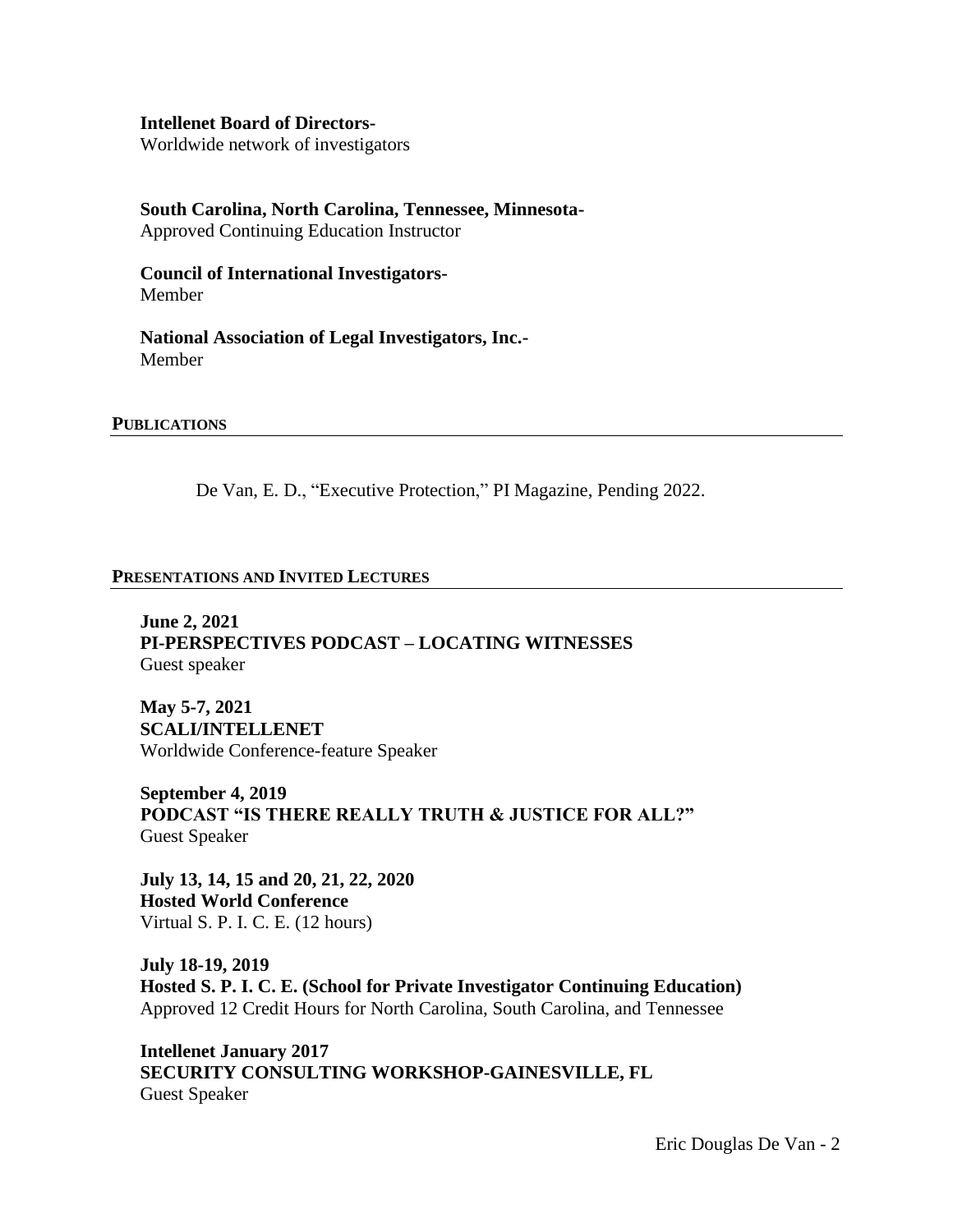**Intellenet Board of Directors-**
Worldwide network of investigators

**South Carolina, North Carolina, Tennessee, Minnesota-**
Approved Continuing Education Instructor

**Council of International Investigators-**
Member

**National Association of Legal Investigators, Inc.-**
Member

## PUBLICATIONS

De Van, E. D., "Executive Protection," PI Magazine, Pending 2022.

## PRESENTATIONS AND INVITED LECTURES

**June 2, 2021**
**PI-PERSPECTIVES PODCAST – LOCATING WITNESSES**
Guest speaker

**May 5-7, 2021**
**SCALI/INTELLENET**
Worldwide Conference-feature Speaker

**September 4, 2019**
**PODCAST "IS THERE REALLY TRUTH & JUSTICE FOR ALL?"**
Guest Speaker

**July 13, 14, 15 and 20, 21, 22, 2020**
**Hosted World Conference**
Virtual S. P. I. C. E. (12 hours)

**July 18-19, 2019**
**Hosted S. P. I. C. E. (School for Private Investigator Continuing Education)**
Approved 12 Credit Hours for North Carolina, South Carolina, and Tennessee

**Intellenet January 2017**
**SECURITY CONSULTING WORKSHOP-GAINESVILLE, FL**
Guest Speaker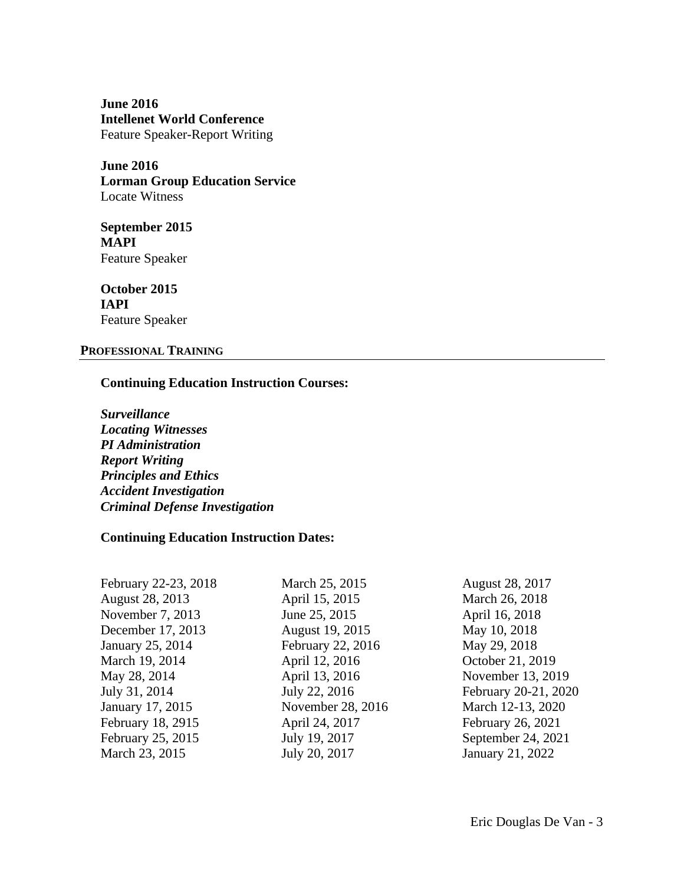**June 2016**
**Intellenet World Conference**
Feature Speaker-Report Writing

**June 2016**
**Lorman Group Education Service**
Locate Witness

**September 2015**
**MAPI**
Feature Speaker

**October 2015**
**IAPI**
Feature Speaker

## PROFESSIONAL TRAINING

**Continuing Education Instruction Courses:**

***Surveillance***
***Locating Witnesses***
***PI Administration***
***Report Writing***
***Principles and Ethics***
***Accident Investigation***
***Criminal Defense Investigation***

**Continuing Education Instruction Dates:**

February 22-23, 2018
August 28, 2013
November 7, 2013
December 17, 2013
January 25, 2014
March 19, 2014
May 28, 2014
July 31, 2014
January 17, 2015
February 18, 2915
February 25, 2015
March 23, 2015
March 25, 2015
April 15, 2015
June 25, 2015
August 19, 2015
February 22, 2016
April 12, 2016
April 13, 2016
July 22, 2016
November 28, 2016
April 24, 2017
July 19, 2017
July 20, 2017
August 28, 2017
March 26, 2018
April 16, 2018
May 10, 2018
May 29, 2018
October 21, 2019
November 13, 2019
February 20-21, 2020
March 12-13, 2020
February 26, 2021
September 24, 2021
January 21, 2022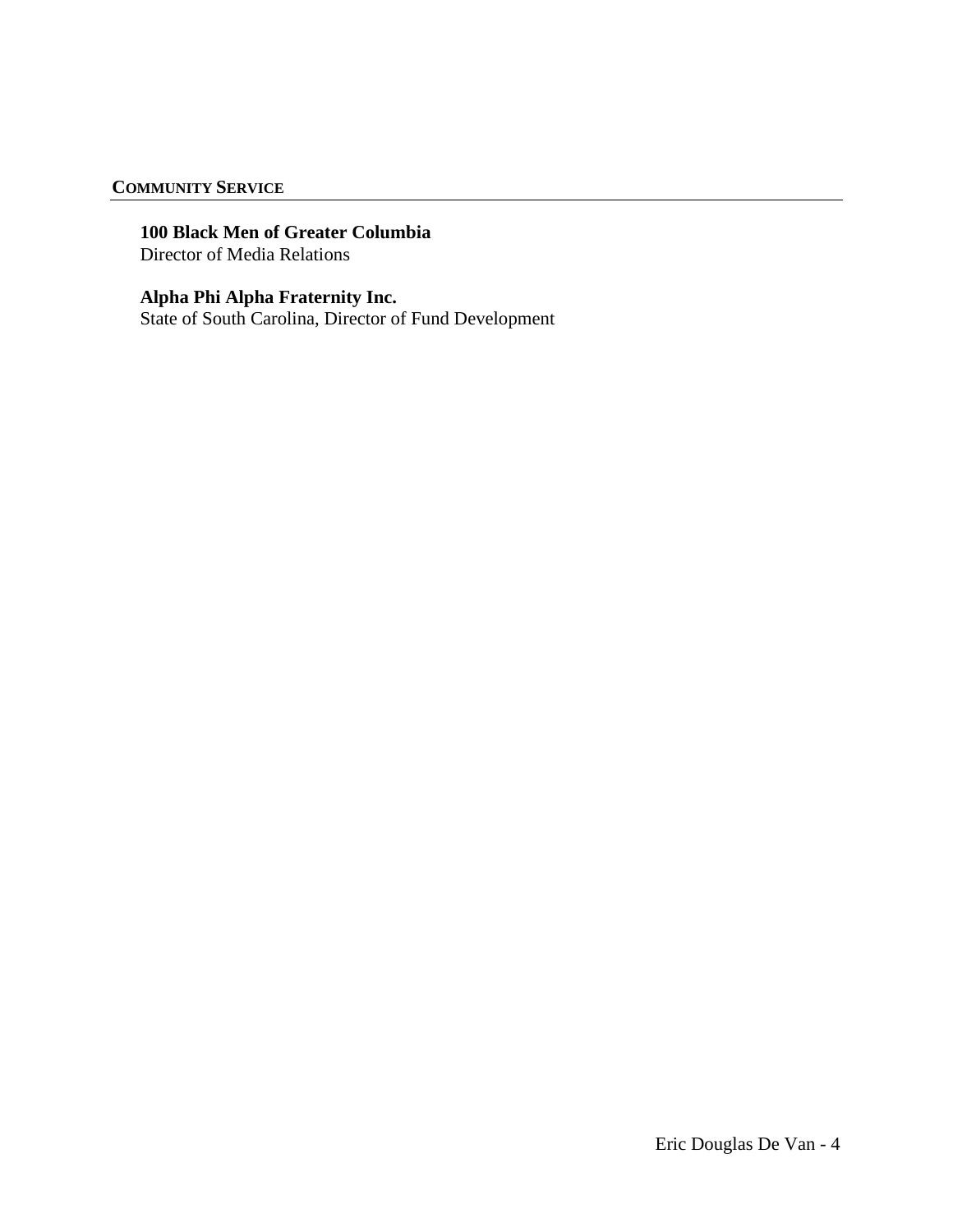## COMMUNITY SERVICE

**100 Black Men of Greater Columbia**
Director of Media Relations

**Alpha Phi Alpha Fraternity Inc.**
State of South Carolina, Director of Fund Development